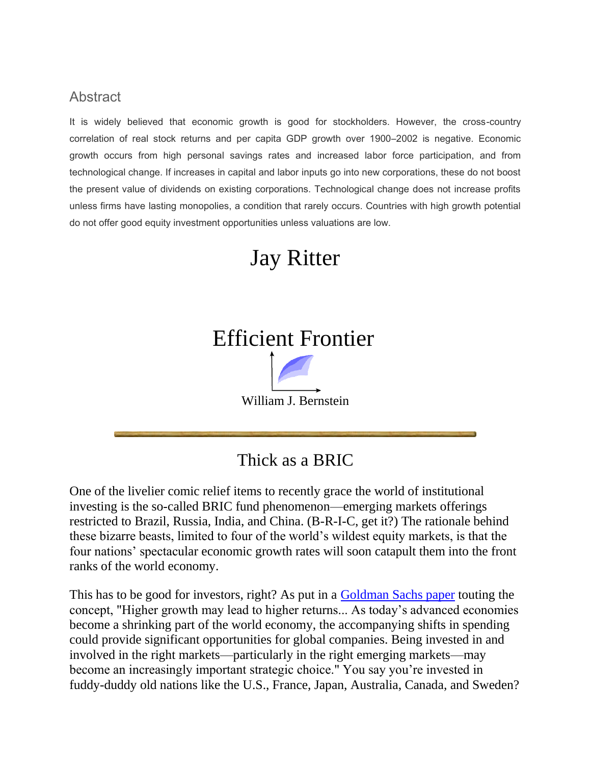## Abstract

It is widely believed that economic growth is good for stockholders. However, the cross-country correlation of real stock returns and per capita GDP growth over 1900–2002 is negative. Economic growth occurs from high personal savings rates and increased labor force participation, and from technological change. If increases in capital and labor inputs go into new corporations, these do not boost the present value of dividends on existing corporations. Technological change does not increase profits unless firms have lasting monopolies, a condition that rarely occurs. Countries with high growth potential do not offer good equity investment opportunities unless valuations are low.

# Jay Ritter

# Efficient Frontier

William J. Bernstein

## Thick as a BRIC

One of the livelier comic relief items to recently grace the world of institutional investing is the so-called BRIC fund phenomenon—emerging markets offerings restricted to Brazil, Russia, India, and China. (B-R-I-C, get it?) The rationale behind these bizarre beasts, limited to four of the world's wildest equity markets, is that the four nations' spectacular economic growth rates will soon catapult them into the front ranks of the world economy.

This has to be good for investors, right? As put in a Goldman Sachs paper touting the concept, "Higher growth may lead to higher returns... As today's advanced economies become a shrinking part of the world economy, the accompanying shifts in spending could provide significant opportunities for global companies. Being invested in and involved in the right markets—particularly in the right emerging markets—may become an increasingly important strategic choice." You say you're invested in fuddy-duddy old nations like the U.S., France, Japan, Australia, Canada, and Sweden?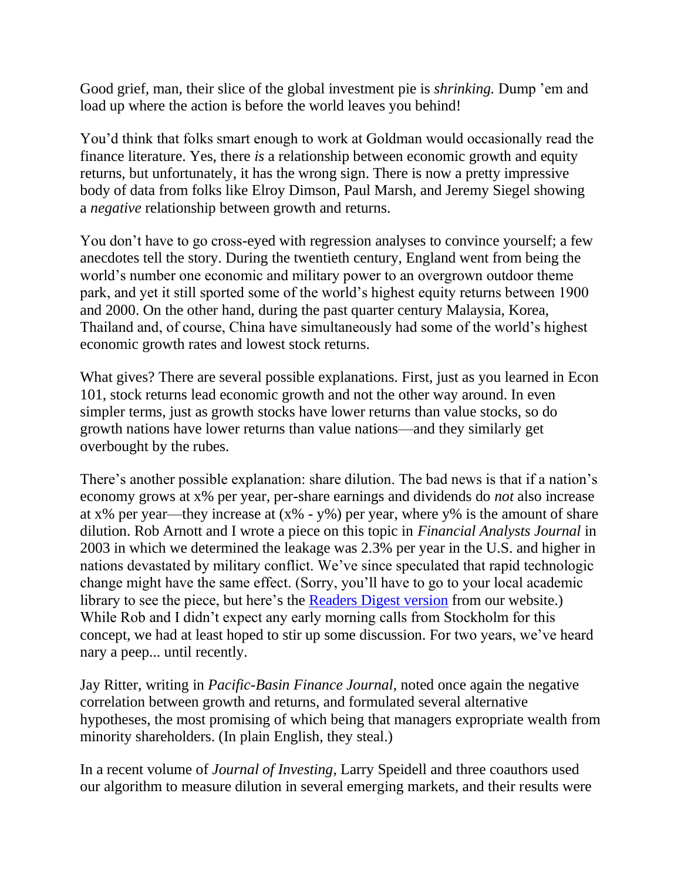Good grief, man, their slice of the global investment pie is *shrinking.* Dump 'em and load up where the action is before the world leaves you behind!

You'd think that folks smart enough to work at Goldman would occasionally read the finance literature. Yes, there *is* a relationship between economic growth and equity returns, but unfortunately, it has the wrong sign. There is now a pretty impressive body of data from folks like Elroy Dimson, Paul Marsh, and Jeremy Siegel showing a *negative* relationship between growth and returns.

You don't have to go cross-eyed with regression analyses to convince yourself; a few anecdotes tell the story. During the twentieth century, England went from being the world's number one economic and military power to an overgrown outdoor theme park, and yet it still sported some of the world's highest equity returns between 1900 and 2000. On the other hand, during the past quarter century Malaysia, Korea, Thailand and, of course, China have simultaneously had some of the world's highest economic growth rates and lowest stock returns.

What gives? There are several possible explanations. First, just as you learned in Econ 101, stock returns lead economic growth and not the other way around. In even simpler terms, just as growth stocks have lower returns than value stocks, so do growth nations have lower returns than value nations—and they similarly get overbought by the rubes.

There's another possible explanation: share dilution. The bad news is that if a nation's economy grows at x% per year, per-share earnings and dividends do *not* also increase at x% per year—they increase at (x% - y%) per year, where y% is the amount of share dilution. Rob Arnott and I wrote a piece on this topic in *Financial Analysts Journal* in 2003 in which we determined the leakage was 2.3% per year in the U.S. and higher in nations devastated by military conflict. We've since speculated that rapid technologic change might have the same effect. (Sorry, you'll have to go to your local academic library to see the piece, but here's the [Readers Digest version](#) from our website.) While Rob and I didn't expect any early morning calls from Stockholm for this concept, we had at least hoped to stir up some discussion. For two years, we've heard nary a peep... until recently.

Jay Ritter, writing in *Pacific-Basin Finance Journal*, noted once again the negative correlation between growth and returns, and formulated several alternative hypotheses, the most promising of which being that managers expropriate wealth from minority shareholders. (In plain English, they steal.)

In a recent volume of *Journal of Investing*, Larry Speidell and three coauthors used our algorithm to measure dilution in several emerging markets, and their results were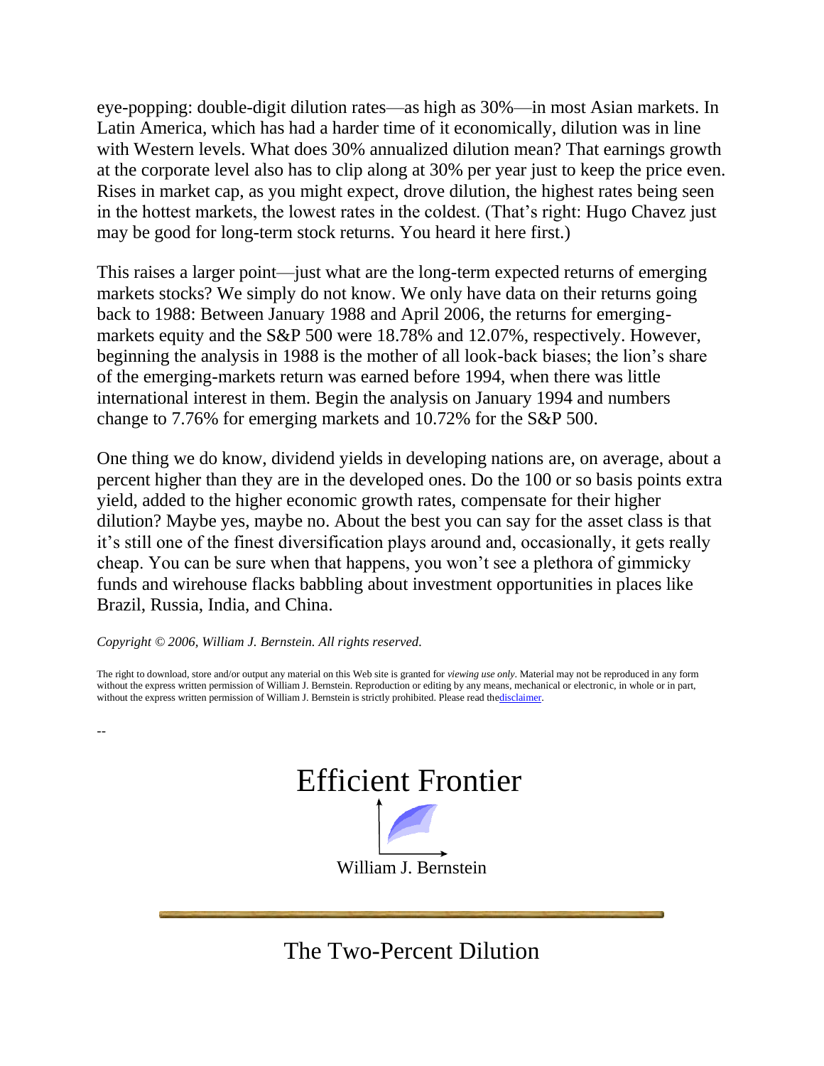eye-popping: double-digit dilution rates—as high as 30%—in most Asian markets. In Latin America, which has had a harder time of it economically, dilution was in line with Western levels. What does 30% annualized dilution mean? That earnings growth at the corporate level also has to clip along at 30% per year just to keep the price even. Rises in market cap, as you might expect, drove dilution, the highest rates being seen in the hottest markets, the lowest rates in the coldest. (That's right: Hugo Chavez just may be good for long-term stock returns. You heard it here first.)

This raises a larger point—just what are the long-term expected returns of emerging markets stocks? We simply do not know. We only have data on their returns going back to 1988: Between January 1988 and April 2006, the returns for emerging-markets equity and the S&P 500 were 18.78% and 12.07%, respectively. However, beginning the analysis in 1988 is the mother of all look-back biases; the lion's share of the emerging-markets return was earned before 1994, when there was little international interest in them. Begin the analysis on January 1994 and numbers change to 7.76% for emerging markets and 10.72% for the S&P 500.

One thing we do know, dividend yields in developing nations are, on average, about a percent higher than they are in the developed ones. Do the 100 or so basis points extra yield, added to the higher economic growth rates, compensate for their higher dilution? Maybe yes, maybe no. About the best you can say for the asset class is that it's still one of the finest diversification plays around and, occasionally, it gets really cheap. You can be sure when that happens, you won't see a plethora of gimmicky funds and wirehouse flacks babbling about investment opportunities in places like Brazil, Russia, India, and China.

*Copyright © 2006, William J. Bernstein. All rights reserved.*

The right to download, store and/or output any material on this Web site is granted for *viewing use only*. Material may not be reproduced in any form without the express written permission of William J. Bernstein. Reproduction or editing by any means, mechanical or electronic, in whole or in part, without the express written permission of William J. Bernstein is strictly prohibited. Please read the disclaimer.

--

# Efficient Frontier

William J. Bernstein

## The Two-Percent Dilution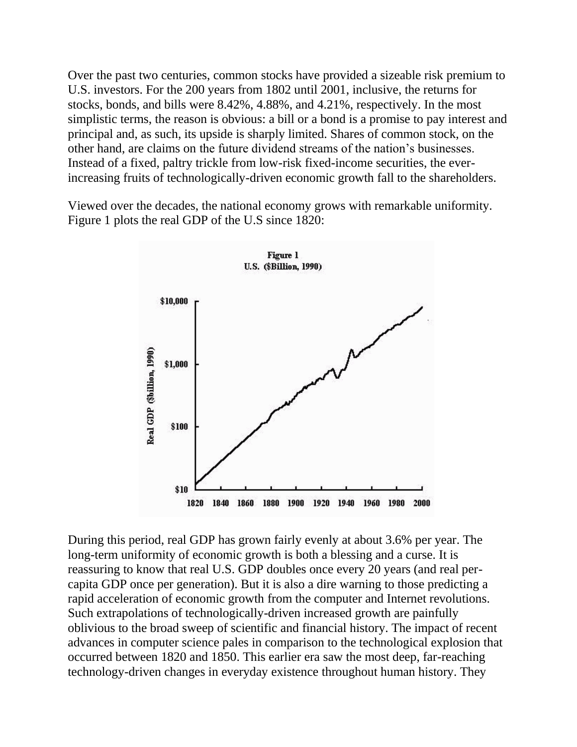Over the past two centuries, common stocks have provided a sizeable risk premium to U.S. investors. For the 200 years from 1802 until 2001, inclusive, the returns for stocks, bonds, and bills were 8.42%, 4.88%, and 4.21%, respectively. In the most simplistic terms, the reason is obvious: a bill or a bond is a promise to pay interest and principal and, as such, its upside is sharply limited. Shares of common stock, on the other hand, are claims on the future dividend streams of the nation's businesses. Instead of a fixed, paltry trickle from low-risk fixed-income securities, the ever-increasing fruits of technologically-driven economic growth fall to the shareholders.

Viewed over the decades, the national economy grows with remarkable uniformity. Figure 1 plots the real GDP of the U.S since 1820:

**Figure 1**
**U.S. ($Billion, 1990)**

During this period, real GDP has grown fairly evenly at about 3.6% per year. The long-term uniformity of economic growth is both a blessing and a curse. It is reassuring to know that real U.S. GDP doubles once every 20 years (and real per-capita GDP once per generation). But it is also a dire warning to those predicting a rapid acceleration of economic growth from the computer and Internet revolutions. Such extrapolations of technologically-driven increased growth are painfully oblivious to the broad sweep of scientific and financial history. The impact of recent advances in computer science pales in comparison to the technological explosion that occurred between 1820 and 1850. This earlier era saw the most deep, far-reaching technology-driven changes in everyday existence throughout human history. They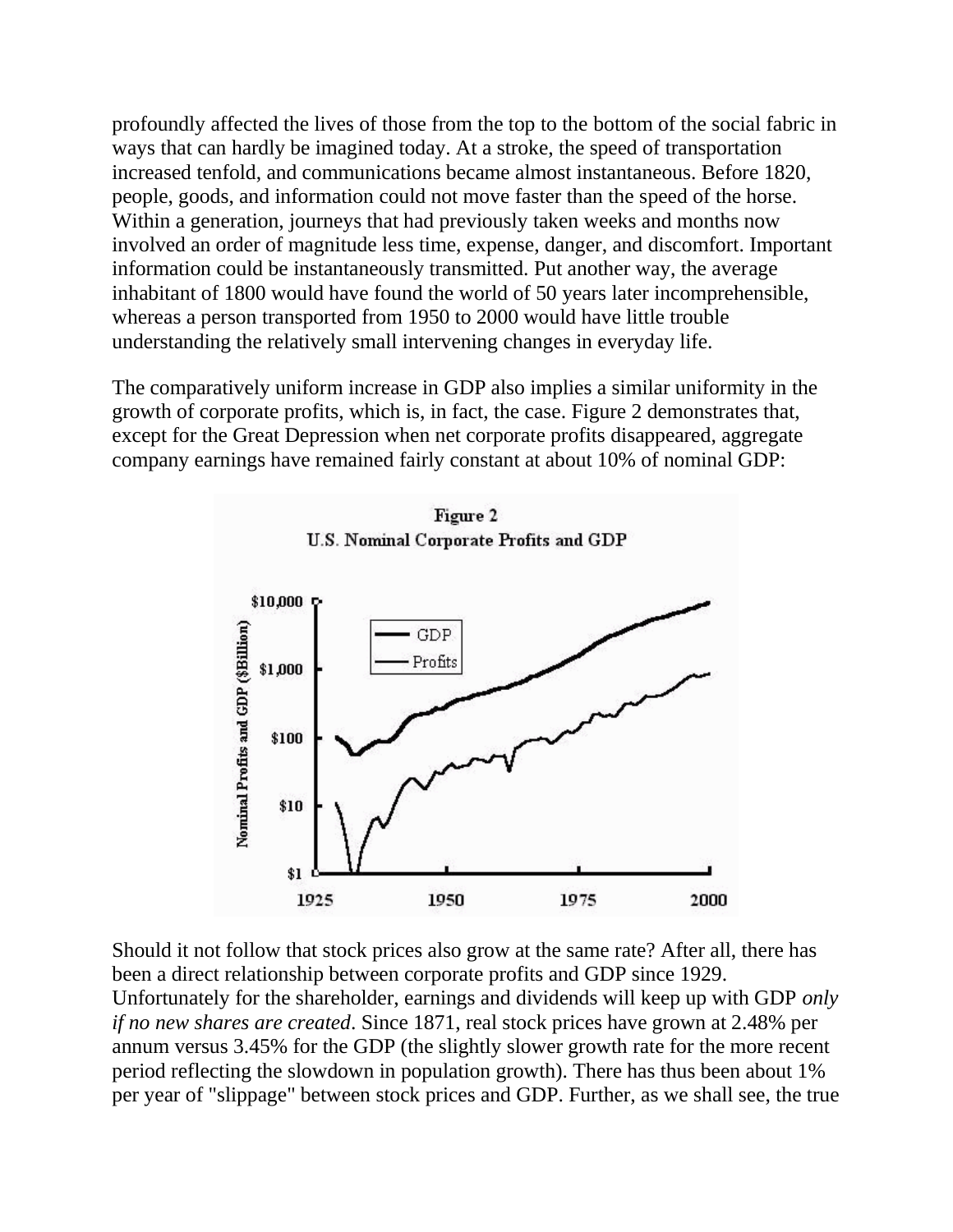profoundly affected the lives of those from the top to the bottom of the social fabric in ways that can hardly be imagined today. At a stroke, the speed of transportation increased tenfold, and communications became almost instantaneous. Before 1820, people, goods, and information could not move faster than the speed of the horse. Within a generation, journeys that had previously taken weeks and months now involved an order of magnitude less time, expense, danger, and discomfort. Important information could be instantaneously transmitted. Put another way, the average inhabitant of 1800 would have found the world of 50 years later incomprehensible, whereas a person transported from 1950 to 2000 would have little trouble understanding the relatively small intervening changes in everyday life.

The comparatively uniform increase in GDP also implies a similar uniformity in the growth of corporate profits, which is, in fact, the case. Figure 2 demonstrates that, except for the Great Depression when net corporate profits disappeared, aggregate company earnings have remained fairly constant at about 10% of nominal GDP:

**Figure 2**
**U.S. Nominal Corporate Profits and GDP**

Should it not follow that stock prices also grow at the same rate? After all, there has been a direct relationship between corporate profits and GDP since 1929. Unfortunately for the shareholder, earnings and dividends will keep up with GDP *only if no new shares are created*. Since 1871, real stock prices have grown at 2.48% per annum versus 3.45% for the GDP (the slightly slower growth rate for the more recent period reflecting the slowdown in population growth). There has thus been about 1% per year of "slippage" between stock prices and GDP. Further, as we shall see, the true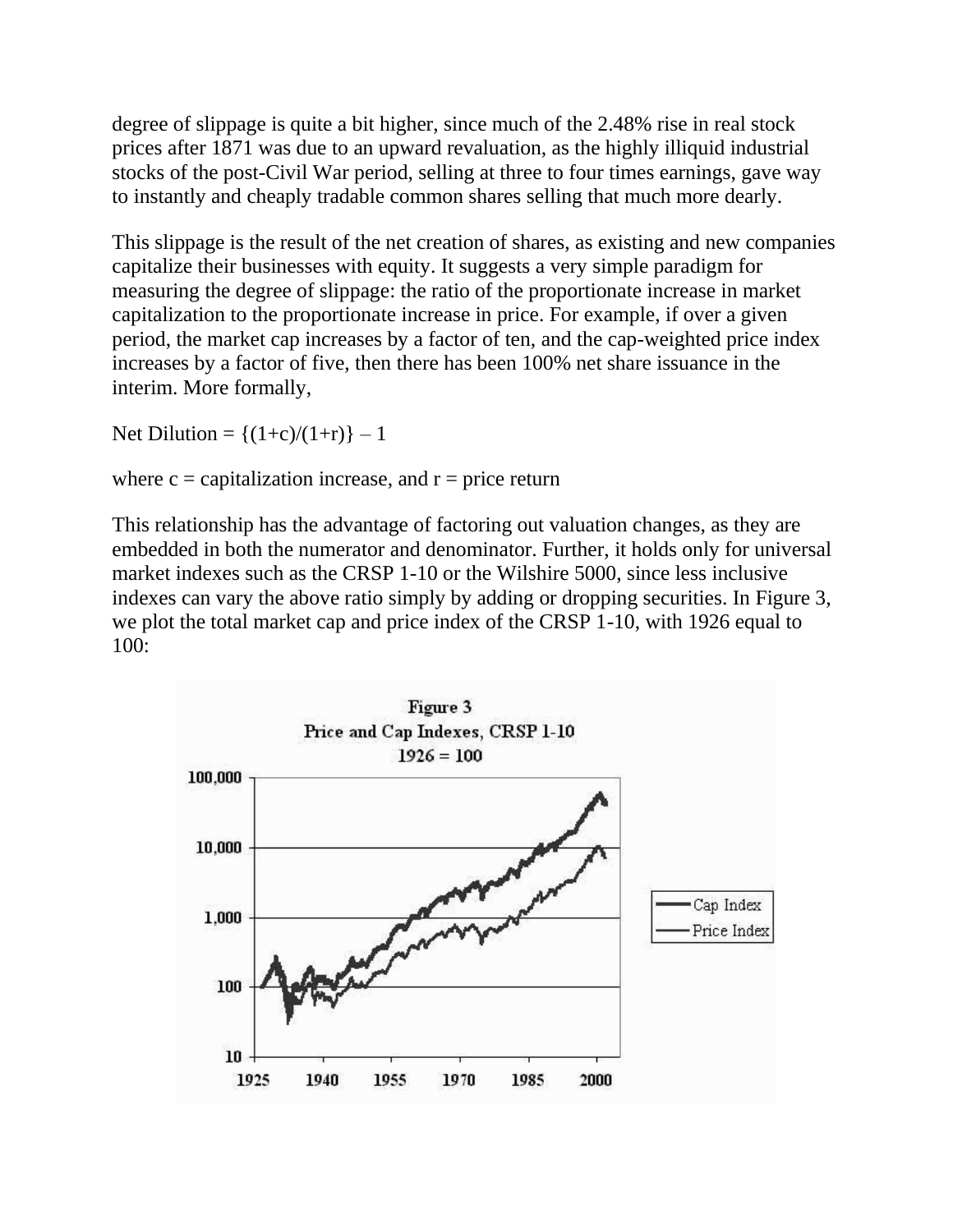degree of slippage is quite a bit higher, since much of the 2.48% rise in real stock prices after 1871 was due to an upward revaluation, as the highly illiquid industrial stocks of the post-Civil War period, selling at three to four times earnings, gave way to instantly and cheaply tradable common shares selling that much more dearly.

This slippage is the result of the net creation of shares, as existing and new companies capitalize their businesses with equity. It suggests a very simple paradigm for measuring the degree of slippage: the ratio of the proportionate increase in market capitalization to the proportionate increase in price. For example, if over a given period, the market cap increases by a factor of ten, and the cap-weighted price index increases by a factor of five, then there has been 100% net share issuance in the interim. More formally,

$$\text{Net Dilution} = \{(1+c)/(1+r)\} - 1$$

where c = capitalization increase, and r = price return

This relationship has the advantage of factoring out valuation changes, as they are embedded in both the numerator and denominator. Further, it holds only for universal market indexes such as the CRSP 1-10 or the Wilshire 5000, since less inclusive indexes can vary the above ratio simply by adding or dropping securities. In Figure 3, we plot the total market cap and price index of the CRSP 1-10, with 1926 equal to 100:

Figure 3
Price and Cap Indexes, CRSP 1-10
1926 = 100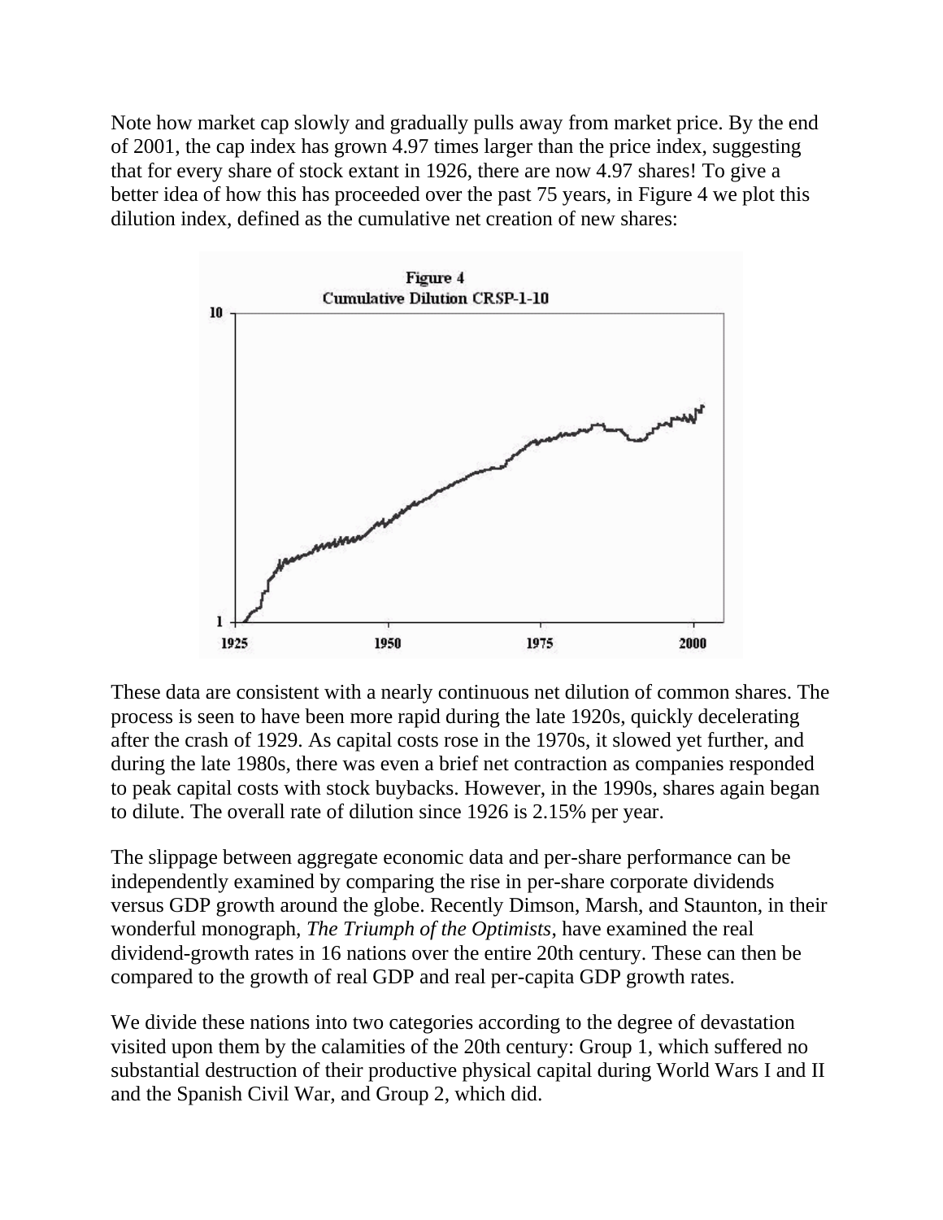Note how market cap slowly and gradually pulls away from market price. By the end of 2001, the cap index has grown 4.97 times larger than the price index, suggesting that for every share of stock extant in 1926, there are now 4.97 shares! To give a better idea of how this has proceeded over the past 75 years, in Figure 4 we plot this dilution index, defined as the cumulative net creation of new shares:

**Figure 4**
**Cumulative Dilution CRSP-1-10**

These data are consistent with a nearly continuous net dilution of common shares. The process is seen to have been more rapid during the late 1920s, quickly decelerating after the crash of 1929. As capital costs rose in the 1970s, it slowed yet further, and during the late 1980s, there was even a brief net contraction as companies responded to peak capital costs with stock buybacks. However, in the 1990s, shares again began to dilute. The overall rate of dilution since 1926 is 2.15% per year.

The slippage between aggregate economic data and per-share performance can be independently examined by comparing the rise in per-share corporate dividends versus GDP growth around the globe. Recently Dimson, Marsh, and Staunton, in their wonderful monograph, *The Triumph of the Optimists*, have examined the real dividend-growth rates in 16 nations over the entire 20th century. These can then be compared to the growth of real GDP and real per-capita GDP growth rates.

We divide these nations into two categories according to the degree of devastation visited upon them by the calamities of the 20th century: Group 1, which suffered no substantial destruction of their productive physical capital during World Wars I and II and the Spanish Civil War, and Group 2, which did.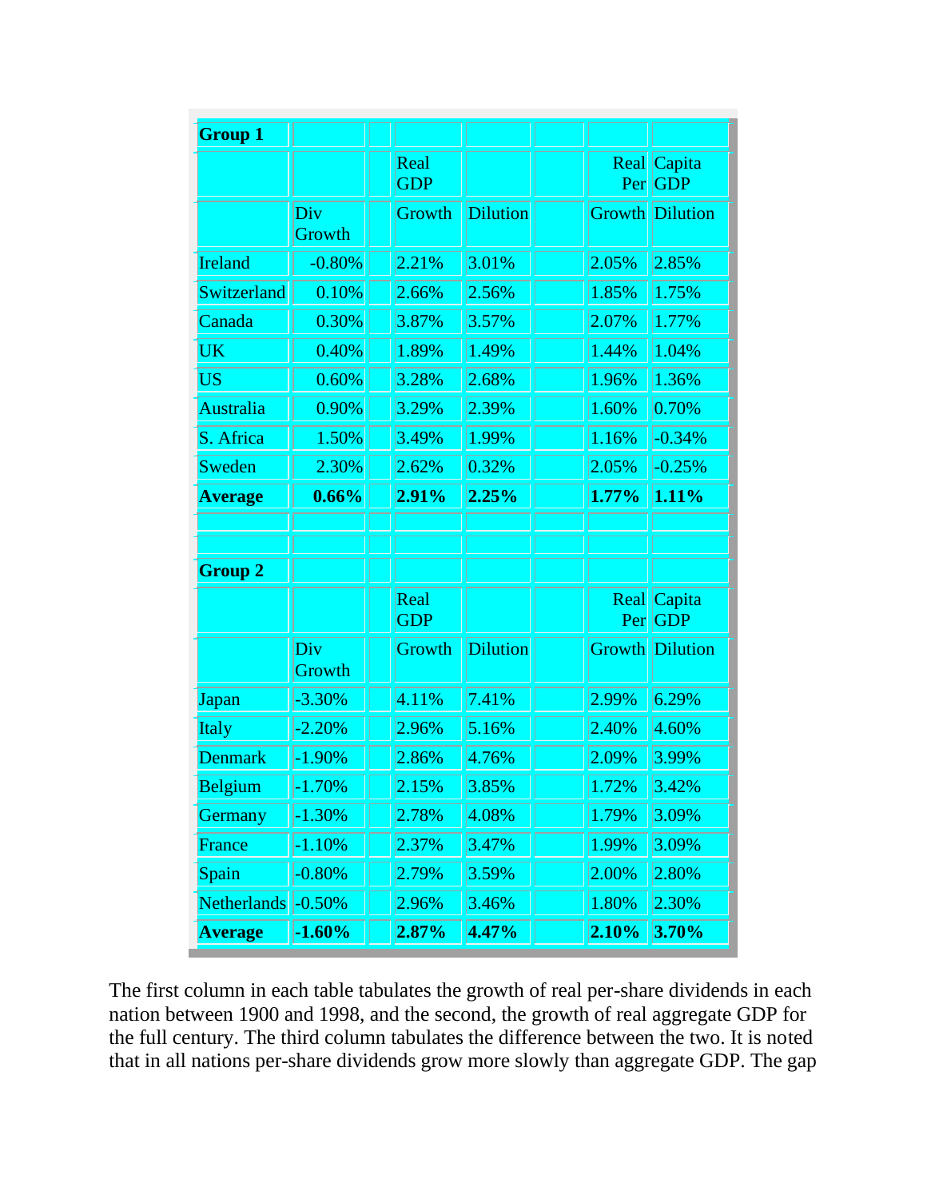| Group 1 | | | | | | |
|---|---|---|---|---|---|---|
| | | Real GDP | | | Real Per | Capita GDP |
| | Div Growth | Growth | Dilution | | Growth | Dilution |
| Ireland | -0.80% | 2.21% | 3.01% | | 2.05% | 2.85% |
| Switzerland | 0.10% | 2.66% | 2.56% | | 1.85% | 1.75% |
| Canada | 0.30% | 3.87% | 3.57% | | 2.07% | 1.77% |
| UK | 0.40% | 1.89% | 1.49% | | 1.44% | 1.04% |
| US | 0.60% | 3.28% | 2.68% | | 1.96% | 1.36% |
| Australia | 0.90% | 3.29% | 2.39% | | 1.60% | 0.70% |
| S. Africa | 1.50% | 3.49% | 1.99% | | 1.16% | -0.34% |
| Sweden | 2.30% | 2.62% | 0.32% | | 2.05% | -0.25% |
| **Average** | **0.66%** | **2.91%** | **2.25%** | | **1.77%** | **1.11%** |

| Group 2 | | | | | | |
|---|---|---|---|---|---|---|
| | | Real GDP | | | Real Per | Capita GDP |
| | Div Growth | Growth | Dilution | | Growth | Dilution |
| Japan | -3.30% | 4.11% | 7.41% | | 2.99% | 6.29% |
| Italy | -2.20% | 2.96% | 5.16% | | 2.40% | 4.60% |
| Denmark | -1.90% | 2.86% | 4.76% | | 2.09% | 3.99% |
| Belgium | -1.70% | 2.15% | 3.85% | | 1.72% | 3.42% |
| Germany | -1.30% | 2.78% | 4.08% | | 1.79% | 3.09% |
| France | -1.10% | 2.37% | 3.47% | | 1.99% | 3.09% |
| Spain | -0.80% | 2.79% | 3.59% | | 2.00% | 2.80% |
| Netherlands | -0.50% | 2.96% | 3.46% | | 1.80% | 2.30% |
| **Average** | **-1.60%** | **2.87%** | **4.47%** | | **2.10%** | **3.70%** |

The first column in each table tabulates the growth of real per-share dividends in each nation between 1900 and 1998, and the second, the growth of real aggregate GDP for the full century. The third column tabulates the difference between the two. It is noted that in all nations per-share dividends grow more slowly than aggregate GDP. The gap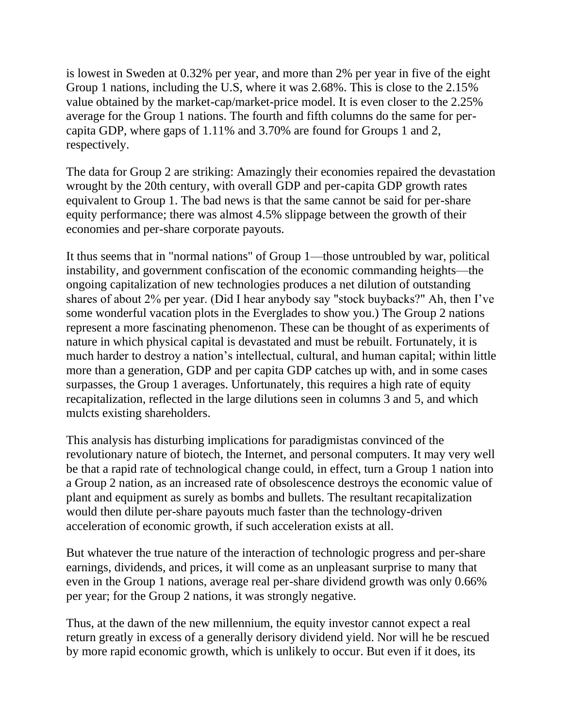is lowest in Sweden at 0.32% per year, and more than 2% per year in five of the eight Group 1 nations, including the U.S, where it was 2.68%. This is close to the 2.15% value obtained by the market-cap/market-price model. It is even closer to the 2.25% average for the Group 1 nations. The fourth and fifth columns do the same for per-capita GDP, where gaps of 1.11% and 3.70% are found for Groups 1 and 2, respectively.

The data for Group 2 are striking: Amazingly their economies repaired the devastation wrought by the 20th century, with overall GDP and per-capita GDP growth rates equivalent to Group 1. The bad news is that the same cannot be said for per-share equity performance; there was almost 4.5% slippage between the growth of their economies and per-share corporate payouts.

It thus seems that in "normal nations" of Group 1—those untroubled by war, political instability, and government confiscation of the economic commanding heights—the ongoing capitalization of new technologies produces a net dilution of outstanding shares of about 2% per year. (Did I hear anybody say "stock buybacks?" Ah, then I've some wonderful vacation plots in the Everglades to show you.) The Group 2 nations represent a more fascinating phenomenon. These can be thought of as experiments of nature in which physical capital is devastated and must be rebuilt. Fortunately, it is much harder to destroy a nation's intellectual, cultural, and human capital; within little more than a generation, GDP and per capita GDP catches up with, and in some cases surpasses, the Group 1 averages. Unfortunately, this requires a high rate of equity recapitalization, reflected in the large dilutions seen in columns 3 and 5, and which mulcts existing shareholders.

This analysis has disturbing implications for paradigmistas convinced of the revolutionary nature of biotech, the Internet, and personal computers. It may very well be that a rapid rate of technological change could, in effect, turn a Group 1 nation into a Group 2 nation, as an increased rate of obsolescence destroys the economic value of plant and equipment as surely as bombs and bullets. The resultant recapitalization would then dilute per-share payouts much faster than the technology-driven acceleration of economic growth, if such acceleration exists at all.

But whatever the true nature of the interaction of technologic progress and per-share earnings, dividends, and prices, it will come as an unpleasant surprise to many that even in the Group 1 nations, average real per-share dividend growth was only 0.66% per year; for the Group 2 nations, it was strongly negative.

Thus, at the dawn of the new millennium, the equity investor cannot expect a real return greatly in excess of a generally derisory dividend yield. Nor will he be rescued by more rapid economic growth, which is unlikely to occur. But even if it does, its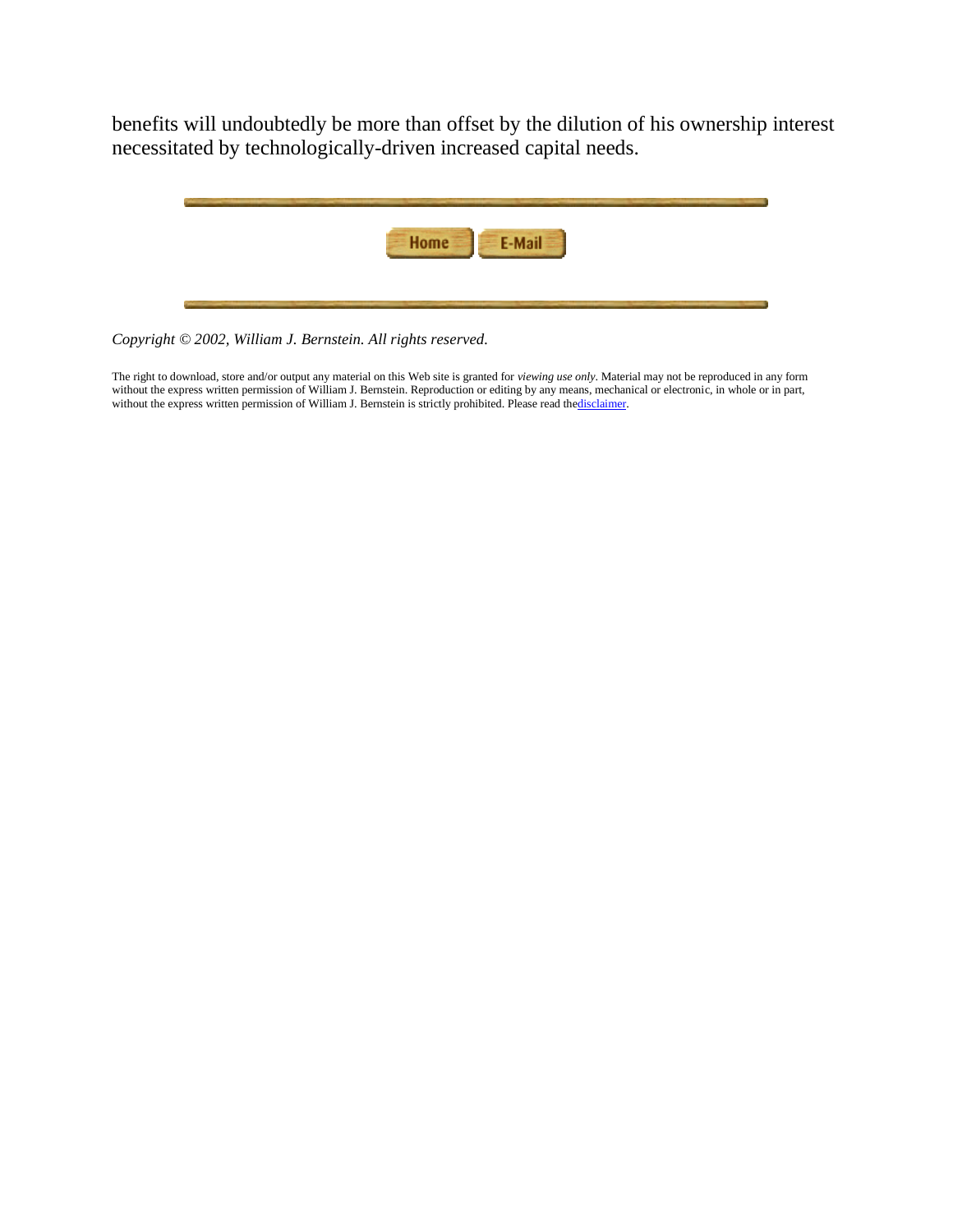benefits will undoubtedly be more than offset by the dilution of his ownership interest necessitated by technologically-driven increased capital needs.

---

Home E-Mail

---

*Copyright © 2002, William J. Bernstein. All rights reserved.*

The right to download, store and/or output any material on this Web site is granted for *viewing use only*. Material may not be reproduced in any form without the express written permission of William J. Bernstein. Reproduction or editing by any means, mechanical or electronic, in whole or in part, without the express written permission of William J. Bernstein is strictly prohibited. Please read the disclaimer.